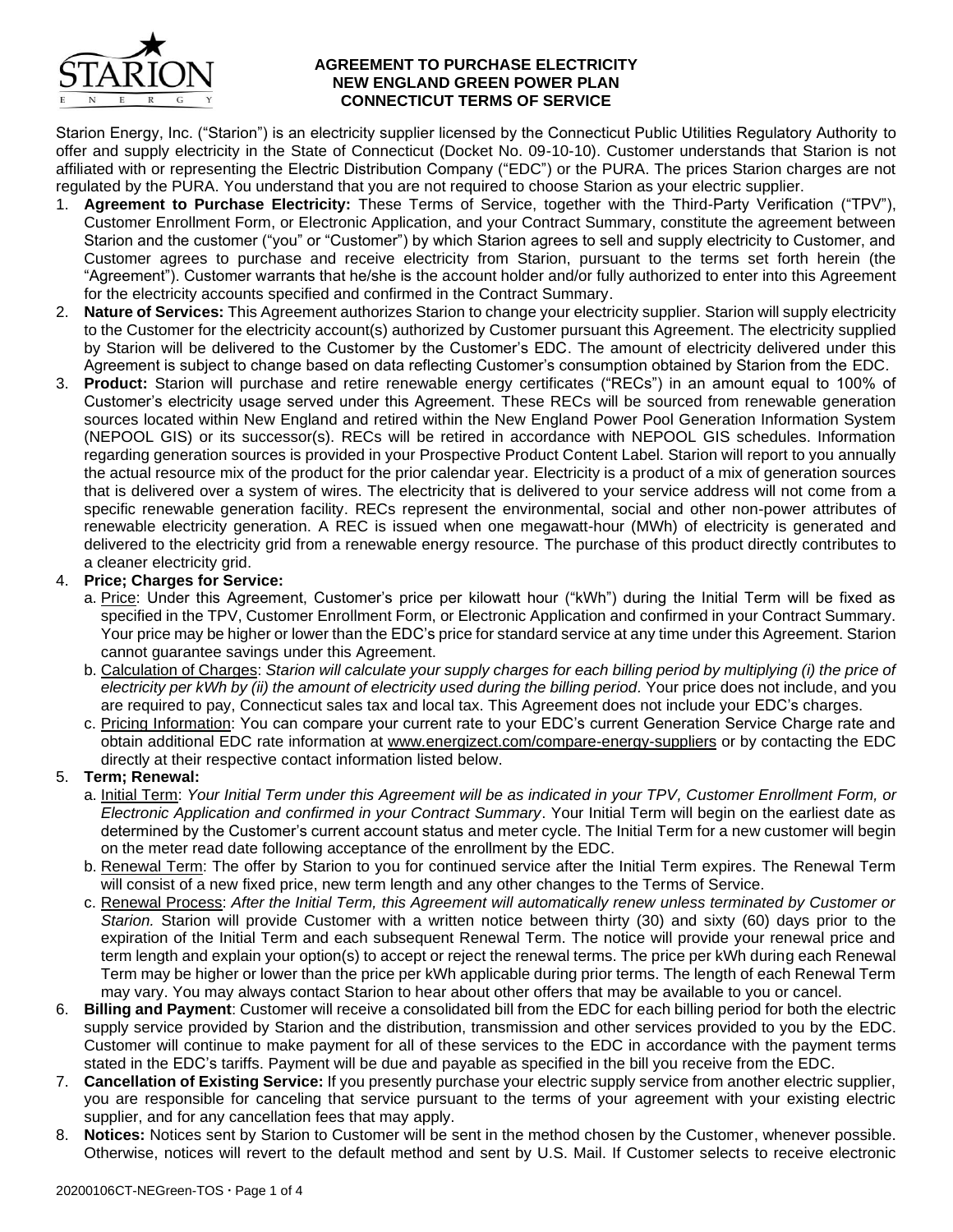# AGREEMENT TO PURCHASE ELECTRICITY
# NEW ENGLAND GREEN POWER PLAN
# CONNECTICUT TERMS OF SERVICE

Starion Energy, Inc. ("Starion") is an electricity supplier licensed by the Connecticut Public Utilities Regulatory Authority to offer and supply electricity in the State of Connecticut (Docket No. 09-10-10). Customer understands that Starion is not affiliated with or representing the Electric Distribution Company ("EDC") or the PURA. The prices Starion charges are not regulated by the PURA. You understand that you are not required to choose Starion as your electric supplier.

1. **Agreement to Purchase Electricity:** These Terms of Service, together with the Third-Party Verification ("TPV"), Customer Enrollment Form, or Electronic Application, and your Contract Summary, constitute the agreement between Starion and the customer ("you" or "Customer") by which Starion agrees to sell and supply electricity to Customer, and Customer agrees to purchase and receive electricity from Starion, pursuant to the terms set forth herein (the "Agreement"). Customer warrants that he/she is the account holder and/or fully authorized to enter into this Agreement for the electricity accounts specified and confirmed in the Contract Summary.
2. **Nature of Services:** This Agreement authorizes Starion to change your electricity supplier. Starion will supply electricity to the Customer for the electricity account(s) authorized by Customer pursuant this Agreement. The electricity supplied by Starion will be delivered to the Customer by the Customer's EDC. The amount of electricity delivered under this Agreement is subject to change based on data reflecting Customer's consumption obtained by Starion from the EDC.
3. **Product:** Starion will purchase and retire renewable energy certificates ("RECs") in an amount equal to 100% of Customer's electricity usage served under this Agreement. These RECs will be sourced from renewable generation sources located within New England and retired within the New England Power Pool Generation Information System (NEPOOL GIS) or its successor(s). RECs will be retired in accordance with NEPOOL GIS schedules. Information regarding generation sources is provided in your Prospective Product Content Label. Starion will report to you annually the actual resource mix of the product for the prior calendar year. Electricity is a product of a mix of generation sources that is delivered over a system of wires. The electricity that is delivered to your service address will not come from a specific renewable generation facility. RECs represent the environmental, social and other non-power attributes of renewable electricity generation. A REC is issued when one megawatt-hour (MWh) of electricity is generated and delivered to the electricity grid from a renewable energy resource. The purchase of this product directly contributes to a cleaner electricity grid.
4. **Price; Charges for Service:**
   a. Price: Under this Agreement, Customer's price per kilowatt hour ("kWh") during the Initial Term will be fixed as specified in the TPV, Customer Enrollment Form, or Electronic Application and confirmed in your Contract Summary. Your price may be higher or lower than the EDC's price for standard service at any time under this Agreement. Starion cannot guarantee savings under this Agreement.
   b. Calculation of Charges: *Starion will calculate your supply charges for each billing period by multiplying (i) the price of electricity per kWh by (ii) the amount of electricity used during the billing period.* Your price does not include, and you are required to pay, Connecticut sales tax and local tax. This Agreement does not include your EDC's charges.
   c. Pricing Information: You can compare your current rate to your EDC's current Generation Service Charge rate and obtain additional EDC rate information at www.energizect.com/compare-energy-suppliers or by contacting the EDC directly at their respective contact information listed below.
5. **Term; Renewal:**
   a. Initial Term: *Your Initial Term under this Agreement will be as indicated in your TPV, Customer Enrollment Form, or Electronic Application and confirmed in your Contract Summary*. Your Initial Term will begin on the earliest date as determined by the Customer's current account status and meter cycle. The Initial Term for a new customer will begin on the meter read date following acceptance of the enrollment by the EDC.
   b. Renewal Term: The offer by Starion to you for continued service after the Initial Term expires. The Renewal Term will consist of a new fixed price, new term length and any other changes to the Terms of Service.
   c. Renewal Process: *After the Initial Term, this Agreement will automatically renew unless terminated by Customer or Starion.* Starion will provide Customer with a written notice between thirty (30) and sixty (60) days prior to the expiration of the Initial Term and each subsequent Renewal Term. The notice will provide your renewal price and term length and explain your option(s) to accept or reject the renewal terms. The price per kWh during each Renewal Term may be higher or lower than the price per kWh applicable during prior terms. The length of each Renewal Term may vary. You may always contact Starion to hear about other offers that may be available to you or cancel.
6. **Billing and Payment**: Customer will receive a consolidated bill from the EDC for each billing period for both the electric supply service provided by Starion and the distribution, transmission and other services provided to you by the EDC. Customer will continue to make payment for all of these services to the EDC in accordance with the payment terms stated in the EDC's tariffs. Payment will be due and payable as specified in the bill you receive from the EDC.
7. **Cancellation of Existing Service:** If you presently purchase your electric supply service from another electric supplier, you are responsible for canceling that service pursuant to the terms of your agreement with your existing electric supplier, and for any cancellation fees that may apply.
8. **Notices:** Notices sent by Starion to Customer will be sent in the method chosen by the Customer, whenever possible. Otherwise, notices will revert to the default method and sent by U.S. Mail. If Customer selects to receive electronic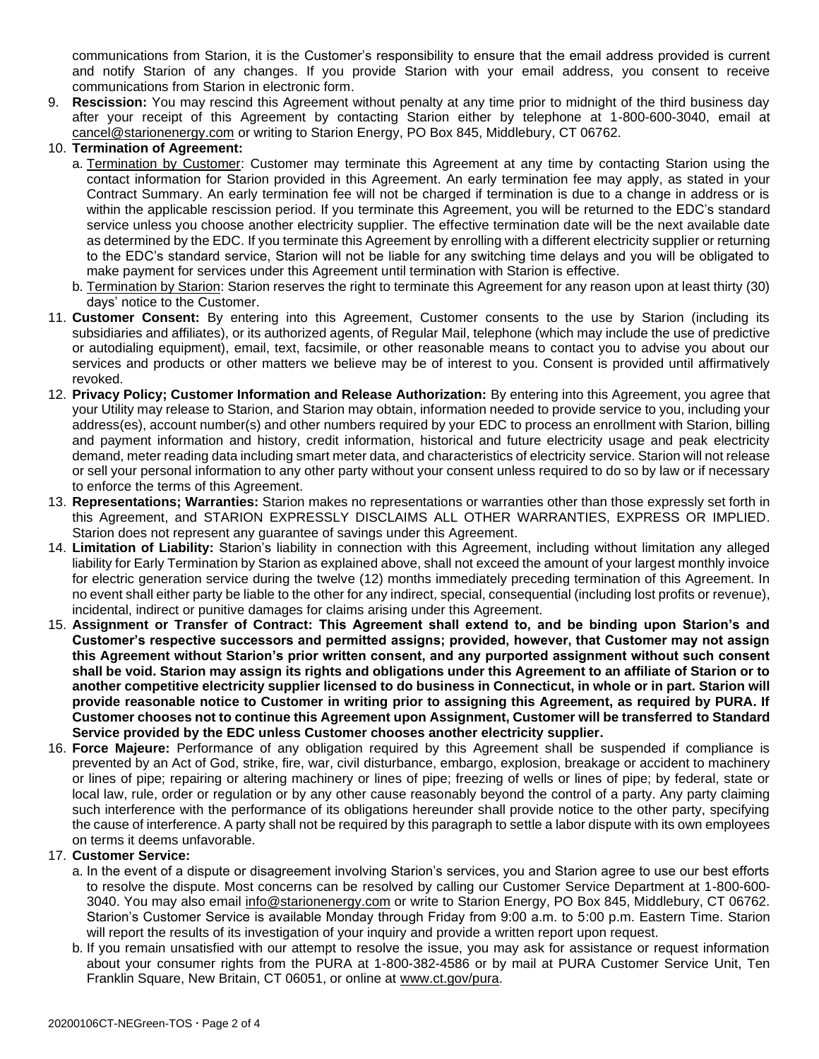communications from Starion, it is the Customer's responsibility to ensure that the email address provided is current and notify Starion of any changes. If you provide Starion with your email address, you consent to receive communications from Starion in electronic form.

9. **Rescission:** You may rescind this Agreement without penalty at any time prior to midnight of the third business day after your receipt of this Agreement by contacting Starion either by telephone at 1-800-600-3040, email at cancel@starionenergy.com or writing to Starion Energy, PO Box 845, Middlebury, CT 06762.
10. **Termination of Agreement:**
    a. Termination by Customer: Customer may terminate this Agreement at any time by contacting Starion using the contact information for Starion provided in this Agreement. An early termination fee may apply, as stated in your Contract Summary. An early termination fee will not be charged if termination is due to a change in address or is within the applicable rescission period. If you terminate this Agreement, you will be returned to the EDC's standard service unless you choose another electricity supplier. The effective termination date will be the next available date as determined by the EDC. If you terminate this Agreement by enrolling with a different electricity supplier or returning to the EDC's standard service, Starion will not be liable for any switching time delays and you will be obligated to make payment for services under this Agreement until termination with Starion is effective.
    b. Termination by Starion: Starion reserves the right to terminate this Agreement for any reason upon at least thirty (30) days' notice to the Customer.
11. **Customer Consent:** By entering into this Agreement, Customer consents to the use by Starion (including its subsidiaries and affiliates), or its authorized agents, of Regular Mail, telephone (which may include the use of predictive or autodialing equipment), email, text, facsimile, or other reasonable means to contact you to advise you about our services and products or other matters we believe may be of interest to you. Consent is provided until affirmatively revoked.
12. **Privacy Policy; Customer Information and Release Authorization:** By entering into this Agreement, you agree that your Utility may release to Starion, and Starion may obtain, information needed to provide service to you, including your address(es), account number(s) and other numbers required by your EDC to process an enrollment with Starion, billing and payment information and history, credit information, historical and future electricity usage and peak electricity demand, meter reading data including smart meter data, and characteristics of electricity service. Starion will not release or sell your personal information to any other party without your consent unless required to do so by law or if necessary to enforce the terms of this Agreement.
13. **Representations; Warranties:** Starion makes no representations or warranties other than those expressly set forth in this Agreement, and STARION EXPRESSLY DISCLAIMS ALL OTHER WARRANTIES, EXPRESS OR IMPLIED. Starion does not represent any guarantee of savings under this Agreement.
14. **Limitation of Liability:** Starion's liability in connection with this Agreement, including without limitation any alleged liability for Early Termination by Starion as explained above, shall not exceed the amount of your largest monthly invoice for electric generation service during the twelve (12) months immediately preceding termination of this Agreement. In no event shall either party be liable to the other for any indirect, special, consequential (including lost profits or revenue), incidental, indirect or punitive damages for claims arising under this Agreement.
15. **Assignment or Transfer of Contract: This Agreement shall extend to, and be binding upon Starion's and Customer's respective successors and permitted assigns; provided, however, that Customer may not assign this Agreement without Starion's prior written consent, and any purported assignment without such consent shall be void. Starion may assign its rights and obligations under this Agreement to an affiliate of Starion or to another competitive electricity supplier licensed to do business in Connecticut, in whole or in part. Starion will provide reasonable notice to Customer in writing prior to assigning this Agreement, as required by PURA. If Customer chooses not to continue this Agreement upon Assignment, Customer will be transferred to Standard Service provided by the EDC unless Customer chooses another electricity supplier.**
16. **Force Majeure:** Performance of any obligation required by this Agreement shall be suspended if compliance is prevented by an Act of God, strike, fire, war, civil disturbance, embargo, explosion, breakage or accident to machinery or lines of pipe; repairing or altering machinery or lines of pipe; freezing of wells or lines of pipe; by federal, state or local law, rule, order or regulation or by any other cause reasonably beyond the control of a party. Any party claiming such interference with the performance of its obligations hereunder shall provide notice to the other party, specifying the cause of interference. A party shall not be required by this paragraph to settle a labor dispute with its own employees on terms it deems unfavorable.
17. **Customer Service:**
    a. In the event of a dispute or disagreement involving Starion's services, you and Starion agree to use our best efforts to resolve the dispute. Most concerns can be resolved by calling our Customer Service Department at 1-800-600-3040. You may also email info@starionenergy.com or write to Starion Energy, PO Box 845, Middlebury, CT 06762. Starion's Customer Service is available Monday through Friday from 9:00 a.m. to 5:00 p.m. Eastern Time. Starion will report the results of its investigation of your inquiry and provide a written report upon request.
    b. If you remain unsatisfied with our attempt to resolve the issue, you may ask for assistance or request information about your consumer rights from the PURA at 1-800-382-4586 or by mail at PURA Customer Service Unit, Ten Franklin Square, New Britain, CT 06051, or online at www.ct.gov/pura.

20200106CT-NEGreen-TOS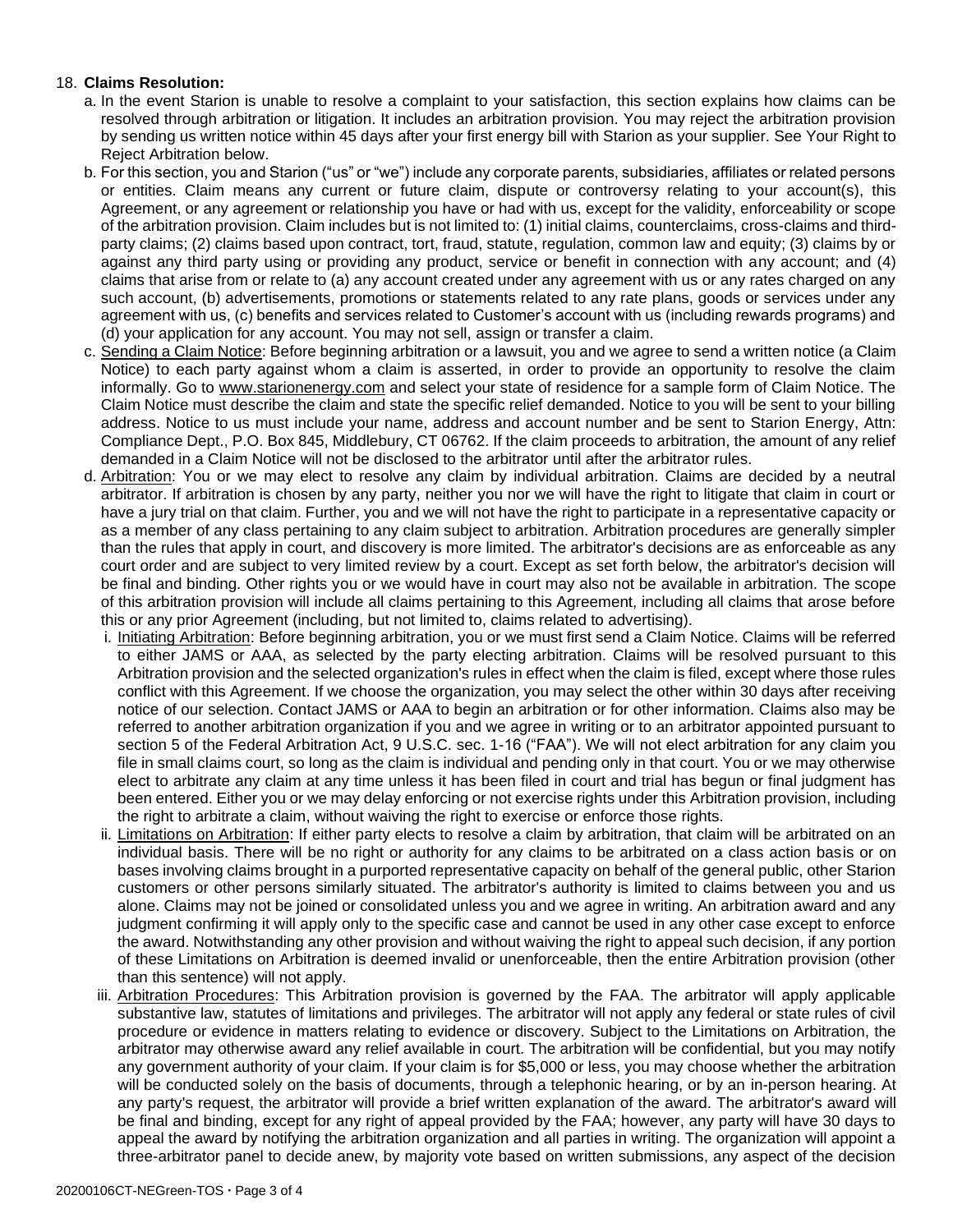18. **Claims Resolution:**

   a. In the event Starion is unable to resolve a complaint to your satisfaction, this section explains how claims can be resolved through arbitration or litigation. It includes an arbitration provision. You may reject the arbitration provision by sending us written notice within 45 days after your first energy bill with Starion as your supplier. See Your Right to Reject Arbitration below.

   b. For this section, you and Starion ("us" or "we") include any corporate parents, subsidiaries, affiliates or related persons or entities. Claim means any current or future claim, dispute or controversy relating to your account(s), this Agreement, or any agreement or relationship you have or had with us, except for the validity, enforceability or scope of the arbitration provision. Claim includes but is not limited to: (1) initial claims, counterclaims, cross-claims and third-party claims; (2) claims based upon contract, tort, fraud, statute, regulation, common law and equity; (3) claims by or against any third party using or providing any product, service or benefit in connection with any account; and (4) claims that arise from or relate to (a) any account created under any agreement with us or any rates charged on any such account, (b) advertisements, promotions or statements related to any rate plans, goods or services under any agreement with us, (c) benefits and services related to Customer's account with us (including rewards programs) and (d) your application for any account. You may not sell, assign or transfer a claim.

   c. Sending a Claim Notice: Before beginning arbitration or a lawsuit, you and we agree to send a written notice (a Claim Notice) to each party against whom a claim is asserted, in order to provide an opportunity to resolve the claim informally. Go to www.starionenergy.com and select your state of residence for a sample form of Claim Notice. The Claim Notice must describe the claim and state the specific relief demanded. Notice to you will be sent to your billing address. Notice to us must include your name, address and account number and be sent to Starion Energy, Attn: Compliance Dept., P.O. Box 845, Middlebury, CT 06762. If the claim proceeds to arbitration, the amount of any relief demanded in a Claim Notice will not be disclosed to the arbitrator until after the arbitrator rules.

   d. Arbitration: You or we may elect to resolve any claim by individual arbitration. Claims are decided by a neutral arbitrator. If arbitration is chosen by any party, neither you nor we will have the right to litigate that claim in court or have a jury trial on that claim. Further, you and we will not have the right to participate in a representative capacity or as a member of any class pertaining to any claim subject to arbitration. Arbitration procedures are generally simpler than the rules that apply in court, and discovery is more limited. The arbitrator's decisions are as enforceable as any court order and are subject to very limited review by a court. Except as set forth below, the arbitrator's decision will be final and binding. Other rights you or we would have in court may also not be available in arbitration. The scope of this arbitration provision will include all claims pertaining to this Agreement, including all claims that arose before this or any prior Agreement (including, but not limited to, claims related to advertising).

      i. Initiating Arbitration: Before beginning arbitration, you or we must first send a Claim Notice. Claims will be referred to either JAMS or AAA, as selected by the party electing arbitration. Claims will be resolved pursuant to this Arbitration provision and the selected organization's rules in effect when the claim is filed, except where those rules conflict with this Agreement. If we choose the organization, you may select the other within 30 days after receiving notice of our selection. Contact JAMS or AAA to begin an arbitration or for other information. Claims also may be referred to another arbitration organization if you and we agree in writing or to an arbitrator appointed pursuant to section 5 of the Federal Arbitration Act, 9 U.S.C. sec. 1-16 ("FAA"). We will not elect arbitration for any claim you file in small claims court, so long as the claim is individual and pending only in that court. You or we may otherwise elect to arbitrate any claim at any time unless it has been filed in court and trial has begun or final judgment has been entered. Either you or we may delay enforcing or not exercise rights under this Arbitration provision, including the right to arbitrate a claim, without waiving the right to exercise or enforce those rights.

      ii. Limitations on Arbitration: If either party elects to resolve a claim by arbitration, that claim will be arbitrated on an individual basis. There will be no right or authority for any claims to be arbitrated on a class action basis or on bases involving claims brought in a purported representative capacity on behalf of the general public, other Starion customers or other persons similarly situated. The arbitrator's authority is limited to claims between you and us alone. Claims may not be joined or consolidated unless you and we agree in writing. An arbitration award and any judgment confirming it will apply only to the specific case and cannot be used in any other case except to enforce the award. Notwithstanding any other provision and without waiving the right to appeal such decision, if any portion of these Limitations on Arbitration is deemed invalid or unenforceable, then the entire Arbitration provision (other than this sentence) will not apply.

      iii. Arbitration Procedures: This Arbitration provision is governed by the FAA. The arbitrator will apply applicable substantive law, statutes of limitations and privileges. The arbitrator will not apply any federal or state rules of civil procedure or evidence in matters relating to evidence or discovery. Subject to the Limitations on Arbitration, the arbitrator may otherwise award any relief available in court. The arbitration will be confidential, but you may notify any government authority of your claim. If your claim is for $5,000 or less, you may choose whether the arbitration will be conducted solely on the basis of documents, through a telephonic hearing, or by an in-person hearing. At any party's request, the arbitrator will provide a brief written explanation of the award. The arbitrator's award will be final and binding, except for any right of appeal provided by the FAA; however, any party will have 30 days to appeal the award by notifying the arbitration organization and all parties in writing. The organization will appoint a three-arbitrator panel to decide anew, by majority vote based on written submissions, any aspect of the decision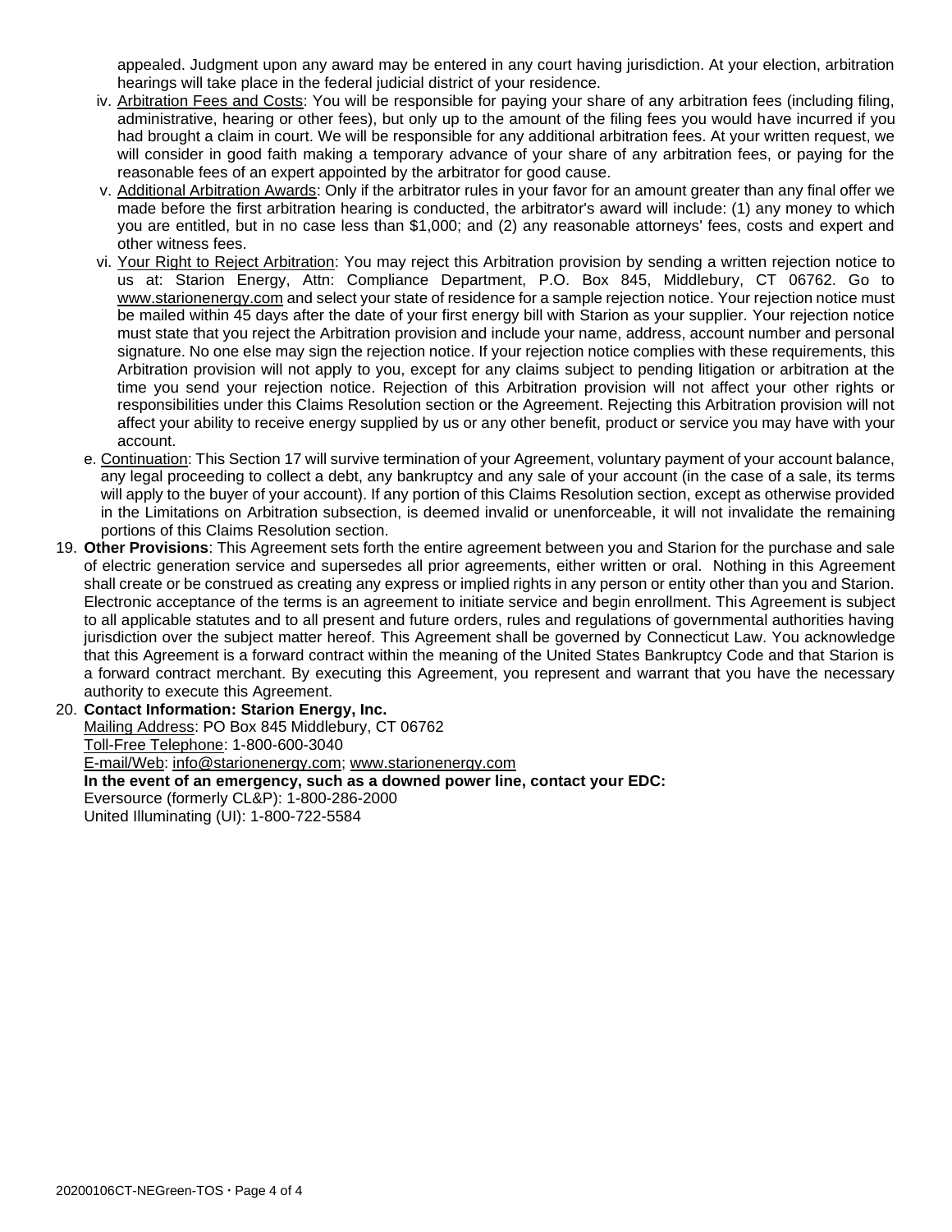appealed. Judgment upon any award may be entered in any court having jurisdiction. At your election, arbitration hearings will take place in the federal judicial district of your residence.

  iv. Arbitration Fees and Costs: You will be responsible for paying your share of any arbitration fees (including filing, administrative, hearing or other fees), but only up to the amount of the filing fees you would have incurred if you had brought a claim in court. We will be responsible for any additional arbitration fees. At your written request, we will consider in good faith making a temporary advance of your share of any arbitration fees, or paying for the reasonable fees of an expert appointed by the arbitrator for good cause.
  v. Additional Arbitration Awards: Only if the arbitrator rules in your favor for an amount greater than any final offer we made before the first arbitration hearing is conducted, the arbitrator's award will include: (1) any money to which you are entitled, but in no case less than $1,000; and (2) any reasonable attorneys' fees, costs and expert and other witness fees.
  vi. Your Right to Reject Arbitration: You may reject this Arbitration provision by sending a written rejection notice to us at: Starion Energy, Attn: Compliance Department, P.O. Box 845, Middlebury, CT 06762. Go to www.starionenergy.com and select your state of residence for a sample rejection notice. Your rejection notice must be mailed within 45 days after the date of your first energy bill with Starion as your supplier. Your rejection notice must state that you reject the Arbitration provision and include your name, address, account number and personal signature. No one else may sign the rejection notice. If your rejection notice complies with these requirements, this Arbitration provision will not apply to you, except for any claims subject to pending litigation or arbitration at the time you send your rejection notice. Rejection of this Arbitration provision will not affect your other rights or responsibilities under this Claims Resolution section or the Agreement. Rejecting this Arbitration provision will not affect your ability to receive energy supplied by us or any other benefit, product or service you may have with your account.

e. Continuation: This Section 17 will survive termination of your Agreement, voluntary payment of your account balance, any legal proceeding to collect a debt, any bankruptcy and any sale of your account (in the case of a sale, its terms will apply to the buyer of your account). If any portion of this Claims Resolution section, except as otherwise provided in the Limitations on Arbitration subsection, is deemed invalid or unenforceable, it will not invalidate the remaining portions of this Claims Resolution section.

19. **Other Provisions**: This Agreement sets forth the entire agreement between you and Starion for the purchase and sale of electric generation service and supersedes all prior agreements, either written or oral. Nothing in this Agreement shall create or be construed as creating any express or implied rights in any person or entity other than you and Starion. Electronic acceptance of the terms is an agreement to initiate service and begin enrollment. This Agreement is subject to all applicable statutes and to all present and future orders, rules and regulations of governmental authorities having jurisdiction over the subject matter hereof. This Agreement shall be governed by Connecticut Law. You acknowledge that this Agreement is a forward contract within the meaning of the United States Bankruptcy Code and that Starion is a forward contract merchant. By executing this Agreement, you represent and warrant that you have the necessary authority to execute this Agreement.
20. **Contact Information: Starion Energy, Inc.**
    Mailing Address: PO Box 845 Middlebury, CT 06762
    Toll-Free Telephone: 1-800-600-3040
    E-mail/Web: info@starionenergy.com; www.starionenergy.com
    **In the event of an emergency, such as a downed power line, contact your EDC:**
    Eversource (formerly CL&P): 1-800-286-2000
    United Illuminating (UI): 1-800-722-5584

20200106CT-NEGreen-TOS